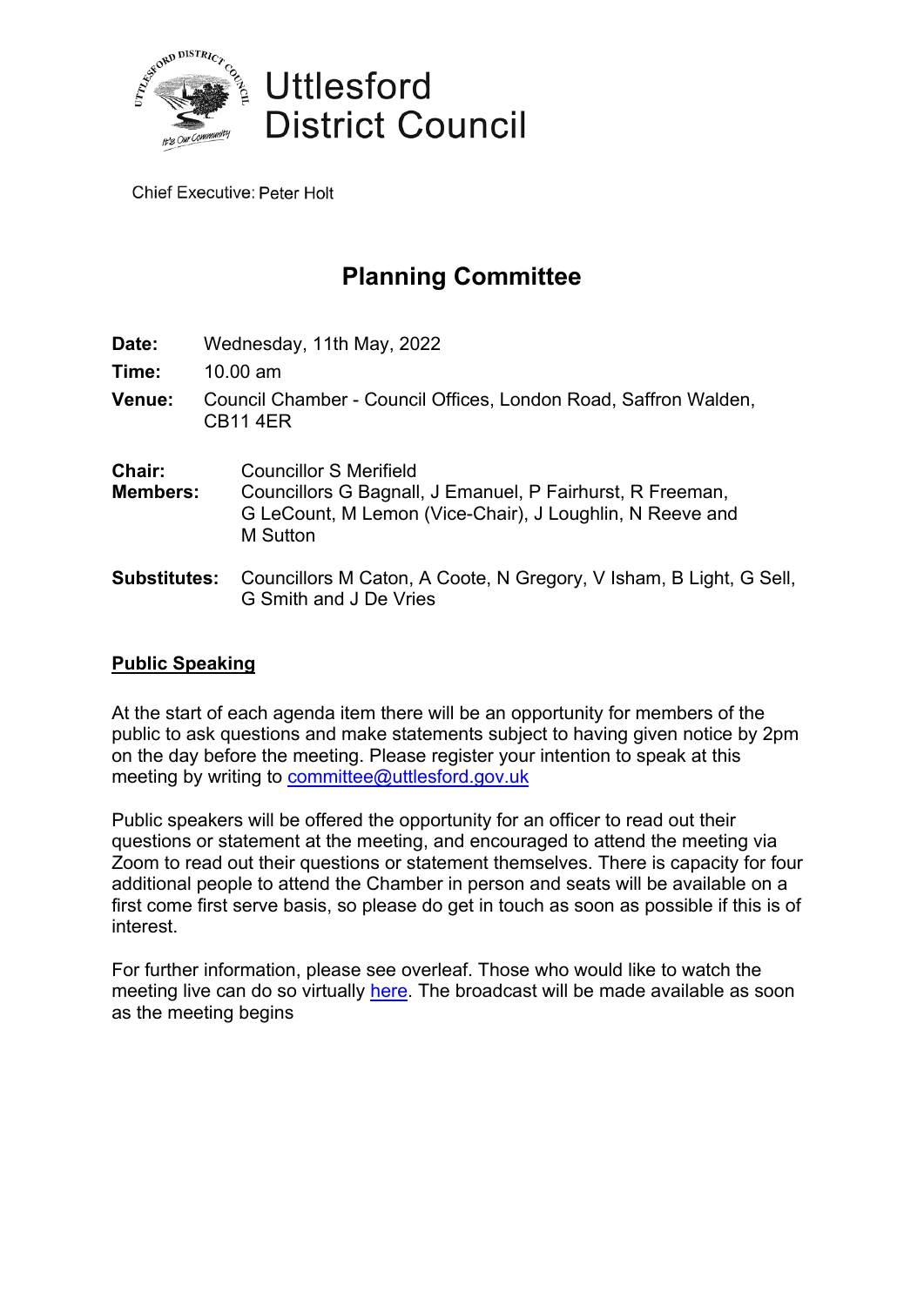# Uttlesford District Council

Chief Executive: Peter Holt

## Planning Committee

**Date:** Wednesday, 11th May, 2022

**Time:** 10.00 am

**Venue:** Council Chamber - Council Offices, London Road, Saffron Walden, CB11 4ER

**Chair:** Councillor S Merifield

**Members:** Councillors G Bagnall, J Emanuel, P Fairhurst, R Freeman, G LeCount, M Lemon (Vice-Chair), J Loughlin, N Reeve and M Sutton

**Substitutes:** Councillors M Caton, A Coote, N Gregory, V Isham, B Light, G Sell, G Smith and J De Vries

### Public Speaking

At the start of each agenda item there will be an opportunity for members of the public to ask questions and make statements subject to having given notice by 2pm on the day before the meeting. Please register your intention to speak at this meeting by writing to committee@uttlesford.gov.uk

Public speakers will be offered the opportunity for an officer to read out their questions or statement at the meeting, and encouraged to attend the meeting via Zoom to read out their questions or statement themselves. There is capacity for four additional people to attend the Chamber in person and seats will be available on a first come first serve basis, so please do get in touch as soon as possible if this is of interest.

For further information, please see overleaf. Those who would like to watch the meeting live can do so virtually here. The broadcast will be made available as soon as the meeting begins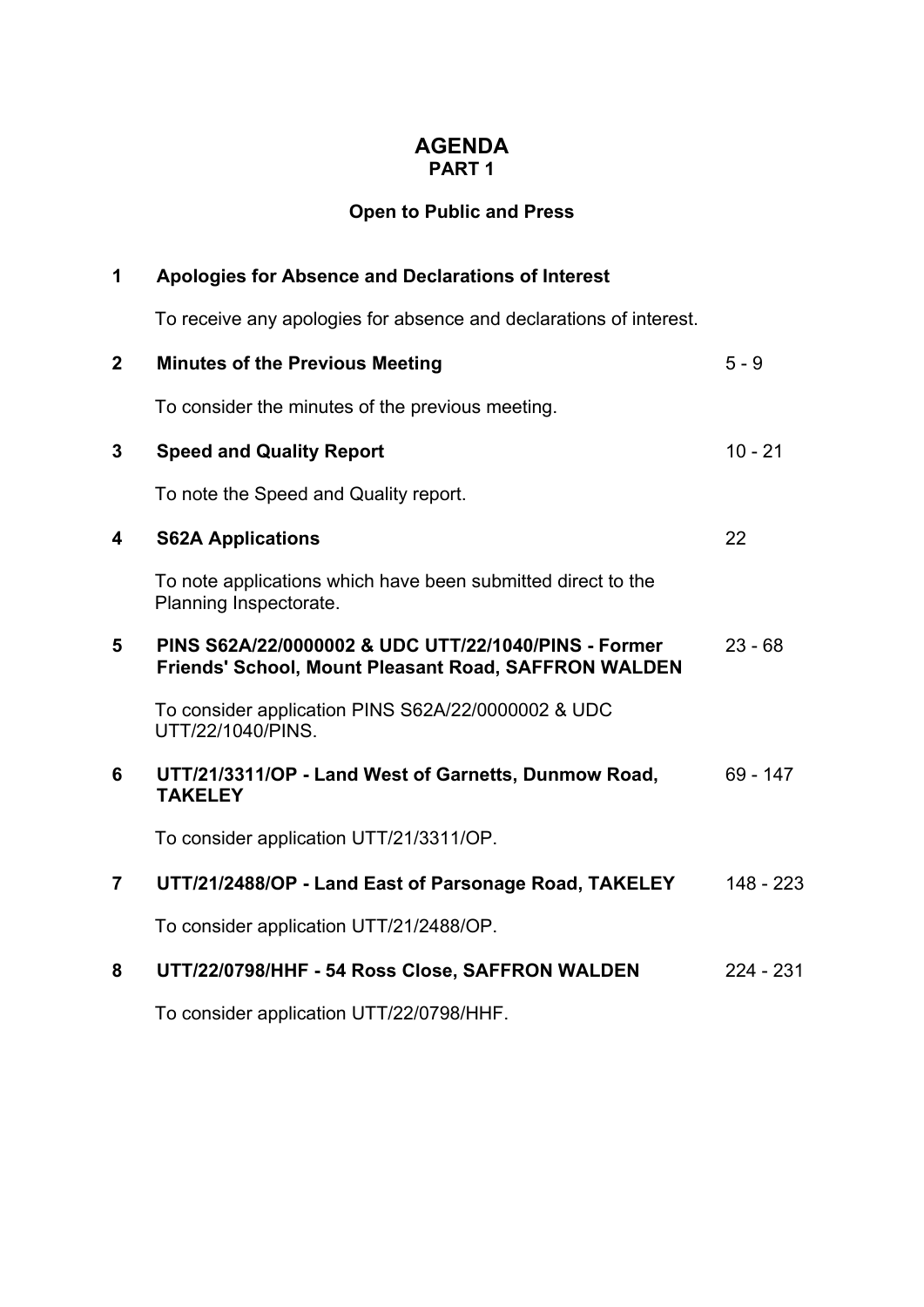# AGENDA

## PART 1

**Open to Public and Press**

| | | |
|---|---|---|
| **1** | **Apologies for Absence and Declarations of Interest** | |
| | To receive any apologies for absence and declarations of interest. | |
| **2** | **Minutes of the Previous Meeting** | 5 - 9 |
| | To consider the minutes of the previous meeting. | |
| **3** | **Speed and Quality Report** | 10 - 21 |
| | To note the Speed and Quality report. | |
| **4** | **S62A Applications** | 22 |
| | To note applications which have been submitted direct to the Planning Inspectorate. | |
| **5** | **PINS S62A/22/0000002 & UDC UTT/22/1040/PINS - Former Friends' School, Mount Pleasant Road, SAFFRON WALDEN** | 23 - 68 |
| | To consider application PINS S62A/22/0000002 & UDC UTT/22/1040/PINS. | |
| **6** | **UTT/21/3311/OP - Land West of Garnetts, Dunmow Road, TAKELEY** | 69 - 147 |
| | To consider application UTT/21/3311/OP. | |
| **7** | **UTT/21/2488/OP - Land East of Parsonage Road, TAKELEY** | 148 - 223 |
| | To consider application UTT/21/2488/OP. | |
| **8** | **UTT/22/0798/HHF - 54 Ross Close, SAFFRON WALDEN** | 224 - 231 |
| | To consider application UTT/22/0798/HHF. | |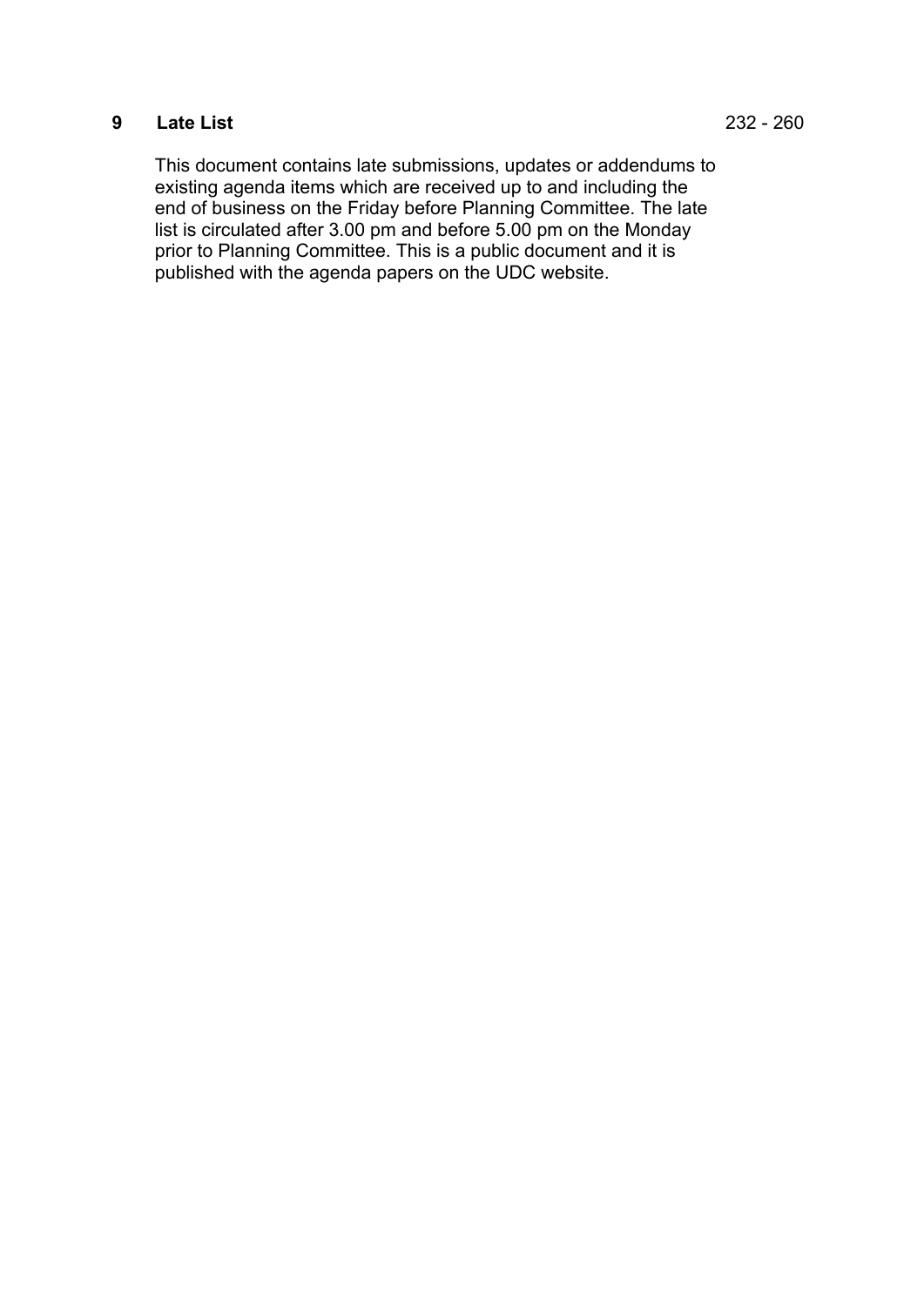**9 Late List** 232 - 260

This document contains late submissions, updates or addendums to existing agenda items which are received up to and including the end of business on the Friday before Planning Committee. The late list is circulated after 3.00 pm and before 5.00 pm on the Monday prior to Planning Committee. This is a public document and it is published with the agenda papers on the UDC website.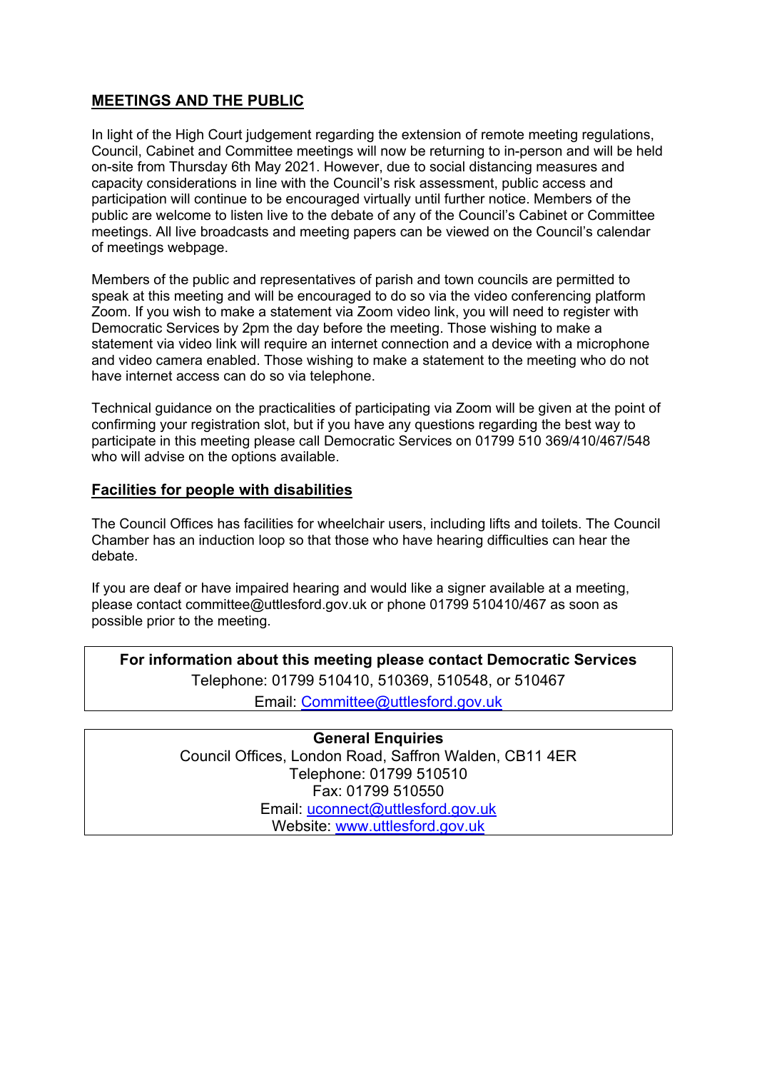## MEETINGS AND THE PUBLIC

In light of the High Court judgement regarding the extension of remote meeting regulations, Council, Cabinet and Committee meetings will now be returning to in-person and will be held on-site from Thursday 6th May 2021. However, due to social distancing measures and capacity considerations in line with the Council's risk assessment, public access and participation will continue to be encouraged virtually until further notice. Members of the public are welcome to listen live to the debate of any of the Council's Cabinet or Committee meetings. All live broadcasts and meeting papers can be viewed on the Council's calendar of meetings webpage.

Members of the public and representatives of parish and town councils are permitted to speak at this meeting and will be encouraged to do so via the video conferencing platform Zoom. If you wish to make a statement via Zoom video link, you will need to register with Democratic Services by 2pm the day before the meeting. Those wishing to make a statement via video link will require an internet connection and a device with a microphone and video camera enabled. Those wishing to make a statement to the meeting who do not have internet access can do so via telephone.

Technical guidance on the practicalities of participating via Zoom will be given at the point of confirming your registration slot, but if you have any questions regarding the best way to participate in this meeting please call Democratic Services on 01799 510 369/410/467/548 who will advise on the options available.

## Facilities for people with disabilities

The Council Offices has facilities for wheelchair users, including lifts and toilets. The Council Chamber has an induction loop so that those who have hearing difficulties can hear the debate.

If you are deaf or have impaired hearing and would like a signer available at a meeting, please contact committee@uttlesford.gov.uk or phone 01799 510410/467 as soon as possible prior to the meeting.

**For information about this meeting please contact Democratic Services**
Telephone: 01799 510410, 510369, 510548, or 510467
Email: Committee@uttlesford.gov.uk

**General Enquiries**
Council Offices, London Road, Saffron Walden, CB11 4ER
Telephone: 01799 510510
Fax: 01799 510550
Email: uconnect@uttlesford.gov.uk
Website: www.uttlesford.gov.uk